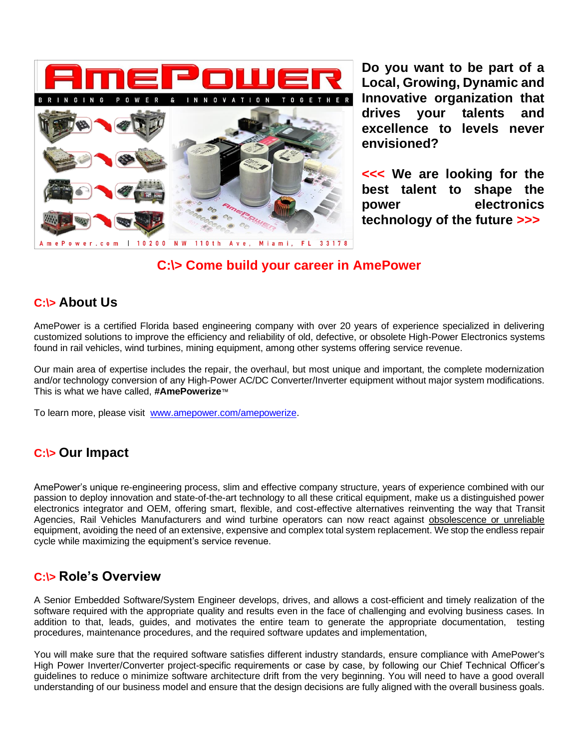**Do you want to be part of a Local, Growing, Dynamic and Innovative organization that drives your talents and excellence to levels never envisioned?**

**<<< We are looking for the best talent to shape the power electronics technology of the future >>>**

## C:\> Come build your career in AmePower

## C:\> About Us

AmePower is a certified Florida based engineering company with over 20 years of experience specialized in delivering customized solutions to improve the efficiency and reliability of old, defective, or obsolete High-Power Electronics systems found in rail vehicles, wind turbines, mining equipment, among other systems offering service revenue.

Our main area of expertise includes the repair, the overhaul, but most unique and important, the complete modernization and/or technology conversion of any High-Power AC/DC Converter/Inverter equipment without major system modifications. This is what we have called, **#AmePowerize**™

To learn more, please visit [www.amepower.com/amepowerize](www.amepower.com/amepowerize).

## C:\> Our Impact

AmePower's unique re-engineering process, slim and effective company structure, years of experience combined with our passion to deploy innovation and state-of-the-art technology to all these critical equipment, make us a distinguished power electronics integrator and OEM, offering smart, flexible, and cost-effective alternatives reinventing the way that Transit Agencies, Rail Vehicles Manufacturers and wind turbine operators can now react against obsolescence or unreliable equipment, avoiding the need of an extensive, expensive and complex total system replacement. We stop the endless repair cycle while maximizing the equipment's service revenue.

## C:\> Role's Overview

A Senior Embedded Software/System Engineer develops, drives, and allows a cost-efficient and timely realization of the software required with the appropriate quality and results even in the face of challenging and evolving business cases. In addition to that, leads, guides, and motivates the entire team to generate the appropriate documentation, testing procedures, maintenance procedures, and the required software updates and implementation,

You will make sure that the required software satisfies different industry standards, ensure compliance with AmePower's High Power Inverter/Converter project-specific requirements or case by case, by following our Chief Technical Officer's guidelines to reduce o minimize software architecture drift from the very beginning. You will need to have a good overall understanding of our business model and ensure that the design decisions are fully aligned with the overall business goals.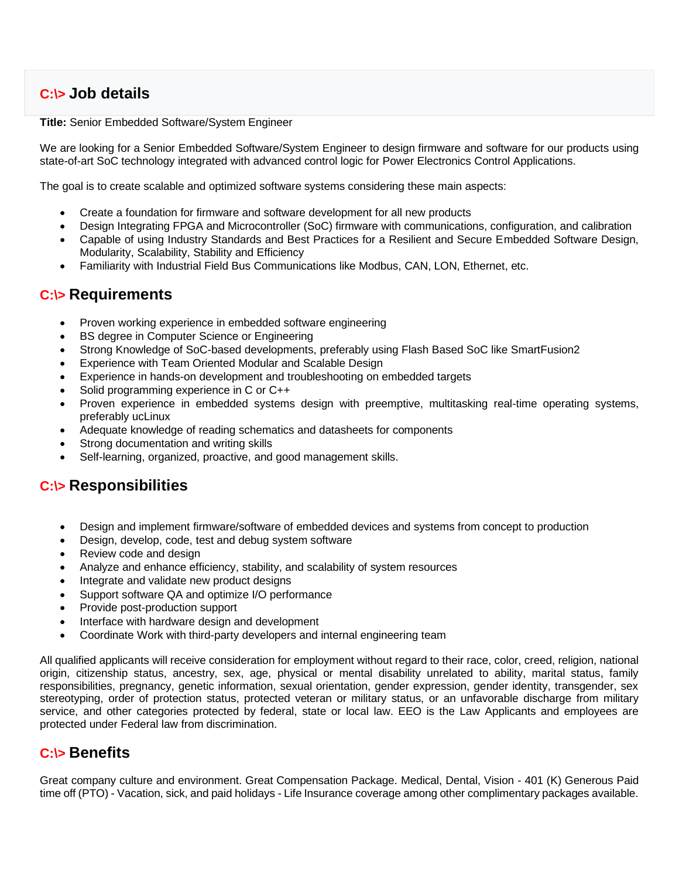## C:\> Job details

**Title:** Senior Embedded Software/System Engineer

We are looking for a Senior Embedded Software/System Engineer to design firmware and software for our products using state-of-art SoC technology integrated with advanced control logic for Power Electronics Control Applications.

The goal is to create scalable and optimized software systems considering these main aspects:

- Create a foundation for firmware and software development for all new products
- Design Integrating FPGA and Microcontroller (SoC) firmware with communications, configuration, and calibration
- Capable of using Industry Standards and Best Practices for a Resilient and Secure Embedded Software Design, Modularity, Scalability, Stability and Efficiency
- Familiarity with Industrial Field Bus Communications like Modbus, CAN, LON, Ethernet, etc.

## C:\> Requirements

- Proven working experience in embedded software engineering
- BS degree in Computer Science or Engineering
- Strong Knowledge of SoC-based developments, preferably using Flash Based SoC like SmartFusion2
- Experience with Team Oriented Modular and Scalable Design
- Experience in hands-on development and troubleshooting on embedded targets
- Solid programming experience in C or C++
- Proven experience in embedded systems design with preemptive, multitasking real-time operating systems, preferably ucLinux
- Adequate knowledge of reading schematics and datasheets for components
- Strong documentation and writing skills
- Self-learning, organized, proactive, and good management skills.

## C:\> Responsibilities

- Design and implement firmware/software of embedded devices and systems from concept to production
- Design, develop, code, test and debug system software
- Review code and design
- Analyze and enhance efficiency, stability, and scalability of system resources
- Integrate and validate new product designs
- Support software QA and optimize I/O performance
- Provide post-production support
- Interface with hardware design and development
- Coordinate Work with third-party developers and internal engineering team

All qualified applicants will receive consideration for employment without regard to their race, color, creed, religion, national origin, citizenship status, ancestry, sex, age, physical or mental disability unrelated to ability, marital status, family responsibilities, pregnancy, genetic information, sexual orientation, gender expression, gender identity, transgender, sex stereotyping, order of protection status, protected veteran or military status, or an unfavorable discharge from military service, and other categories protected by federal, state or local law. EEO is the Law Applicants and employees are protected under Federal law from discrimination.

## C:\> Benefits

Great company culture and environment. Great Compensation Package. Medical, Dental, Vision - 401 (K) Generous Paid time off (PTO) - Vacation, sick, and paid holidays - Life Insurance coverage among other complimentary packages available.